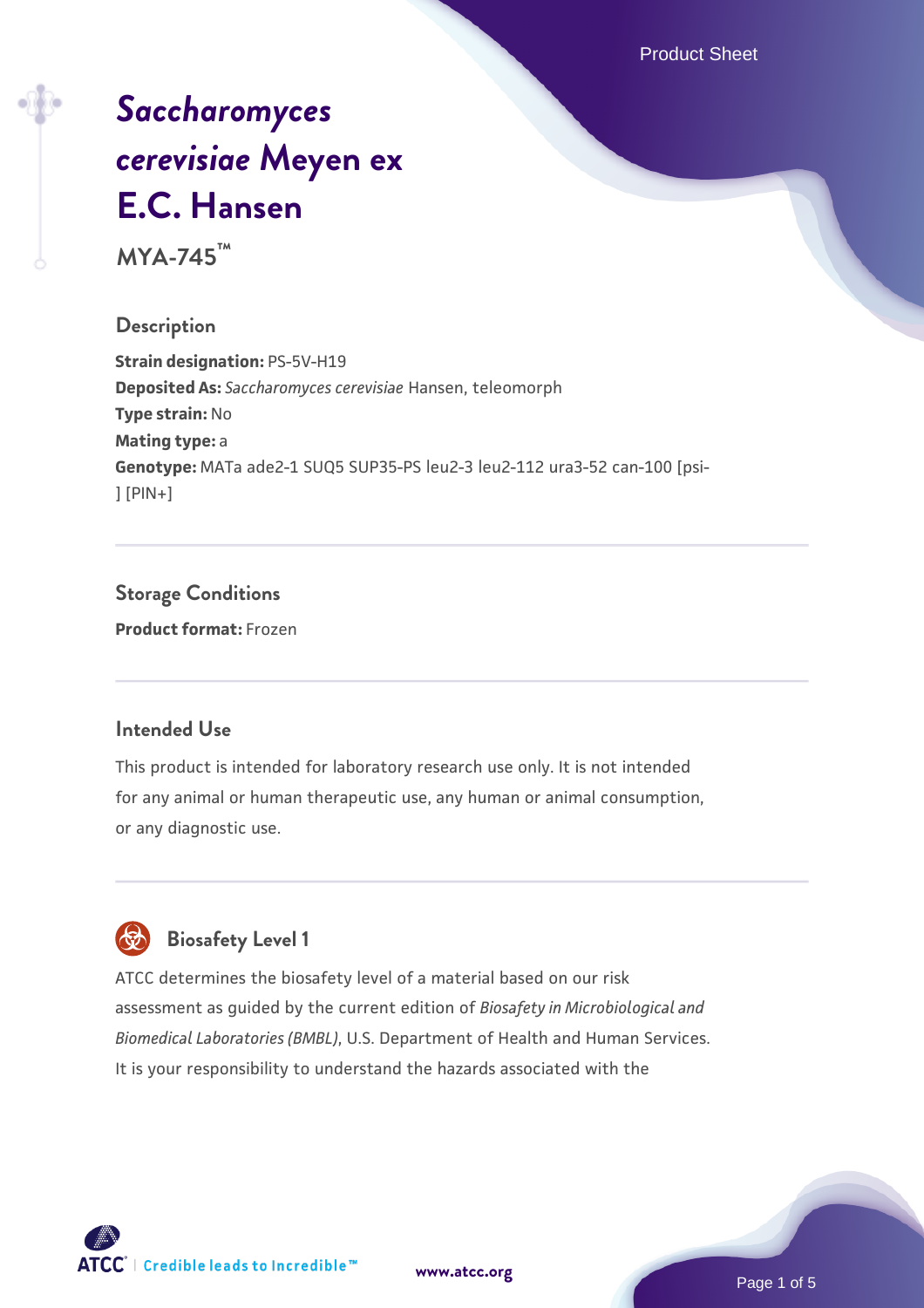# *Saccharomyces cerevisiae* Meyen ex E.C. Hansen

**MYA-745™**

## Description

**Strain designation:** PS-5V-H19

**Deposited As:** *Saccharomyces cerevisiae* Hansen, teleomorph

**Type strain:** No

**Mating type:** a

**Genotype:** MATa ade2-1 SUQ5 SUP35-PS leu2-3 leu2-112 ura3-52 can-100 [psi-] [PIN+]

## Storage Conditions

**Product format:** Frozen

## Intended Use

This product is intended for laboratory research use only. It is not intended for any animal or human therapeutic use, any human or animal consumption, or any diagnostic use.

## Biosafety Level 1

ATCC determines the biosafety level of a material based on our risk assessment as guided by the current edition of *Biosafety in Microbiological and Biomedical Laboratories (BMBL)*, U.S. Department of Health and Human Services. It is your responsibility to understand the hazards associated with the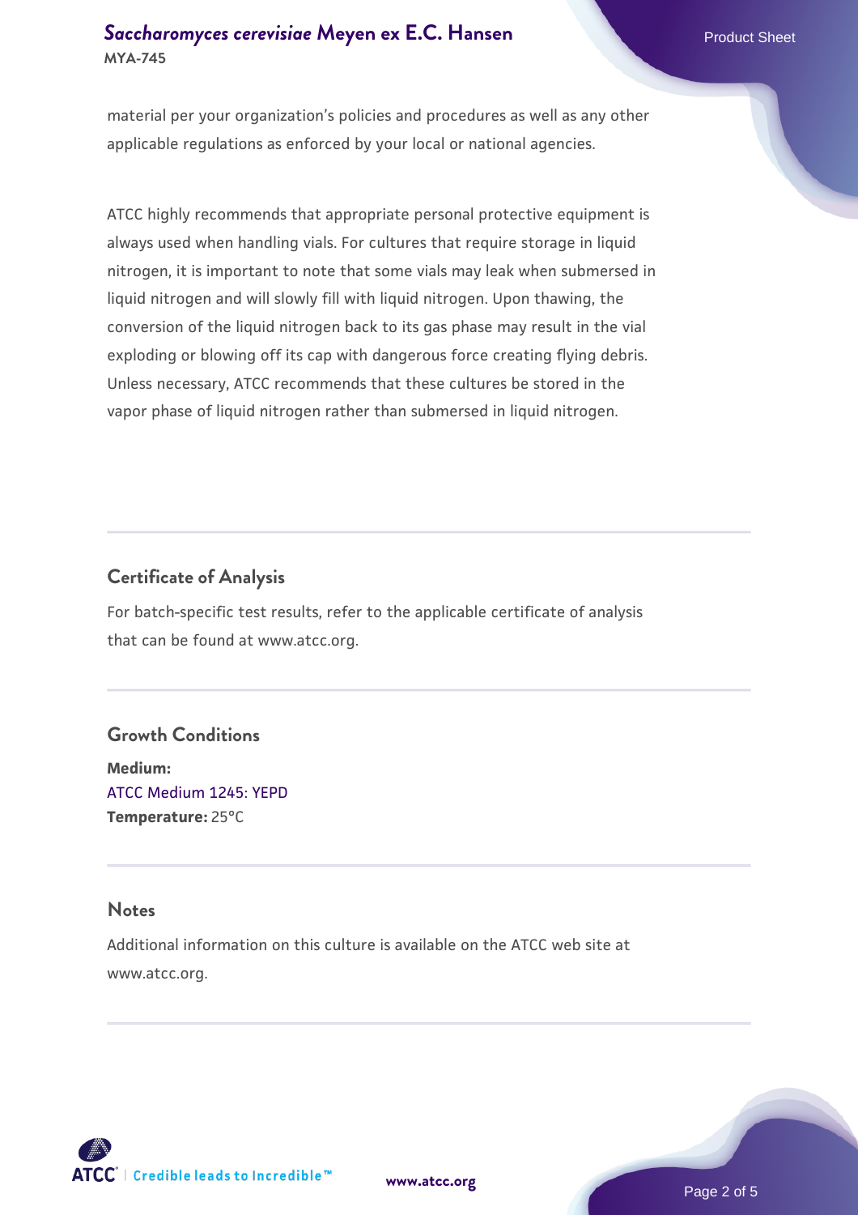material per your organization's policies and procedures as well as any other applicable regulations as enforced by your local or national agencies.

ATCC highly recommends that appropriate personal protective equipment is always used when handling vials. For cultures that require storage in liquid nitrogen, it is important to note that some vials may leak when submersed in liquid nitrogen and will slowly fill with liquid nitrogen. Upon thawing, the conversion of the liquid nitrogen back to its gas phase may result in the vial exploding or blowing off its cap with dangerous force creating flying debris. Unless necessary, ATCC recommends that these cultures be stored in the vapor phase of liquid nitrogen rather than submersed in liquid nitrogen.

## Certificate of Analysis

For batch-specific test results, refer to the applicable certificate of analysis that can be found at www.atcc.org.

## Growth Conditions

**Medium:**
ATCC Medium 1245: YEPD
**Temperature:** 25°C

## Notes

Additional information on this culture is available on the ATCC web site at www.atcc.org.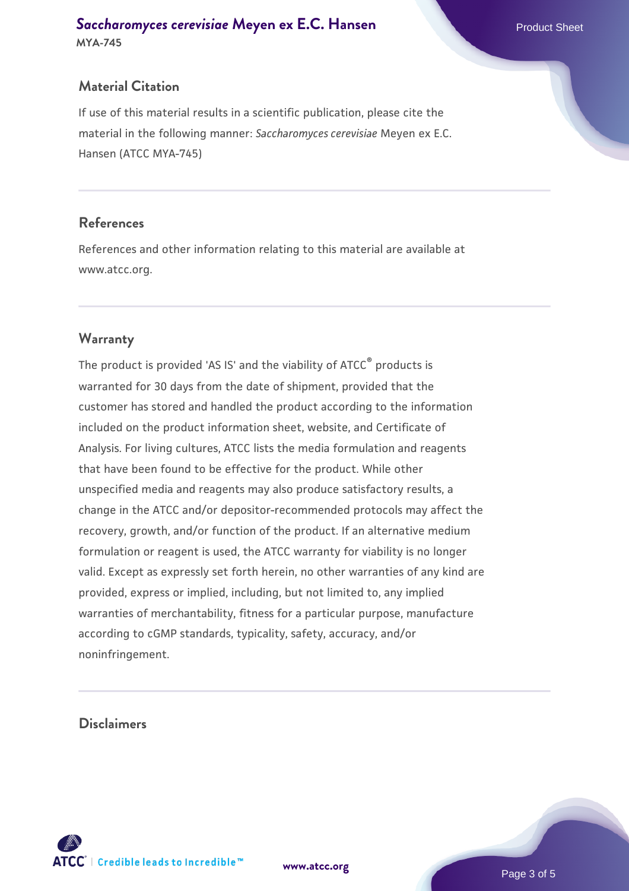## Material Citation

If use of this material results in a scientific publication, please cite the material in the following manner: *Saccharomyces cerevisiae* Meyen ex E.C. Hansen (ATCC MYA-745)

## References

References and other information relating to this material are available at www.atcc.org.

## Warranty

The product is provided 'AS IS' and the viability of ATCC® products is warranted for 30 days from the date of shipment, provided that the customer has stored and handled the product according to the information included on the product information sheet, website, and Certificate of Analysis. For living cultures, ATCC lists the media formulation and reagents that have been found to be effective for the product. While other unspecified media and reagents may also produce satisfactory results, a change in the ATCC and/or depositor-recommended protocols may affect the recovery, growth, and/or function of the product. If an alternative medium formulation or reagent is used, the ATCC warranty for viability is no longer valid. Except as expressly set forth herein, no other warranties of any kind are provided, express or implied, including, but not limited to, any implied warranties of merchantability, fitness for a particular purpose, manufacture according to cGMP standards, typicality, safety, accuracy, and/or noninfringement.

## Disclaimers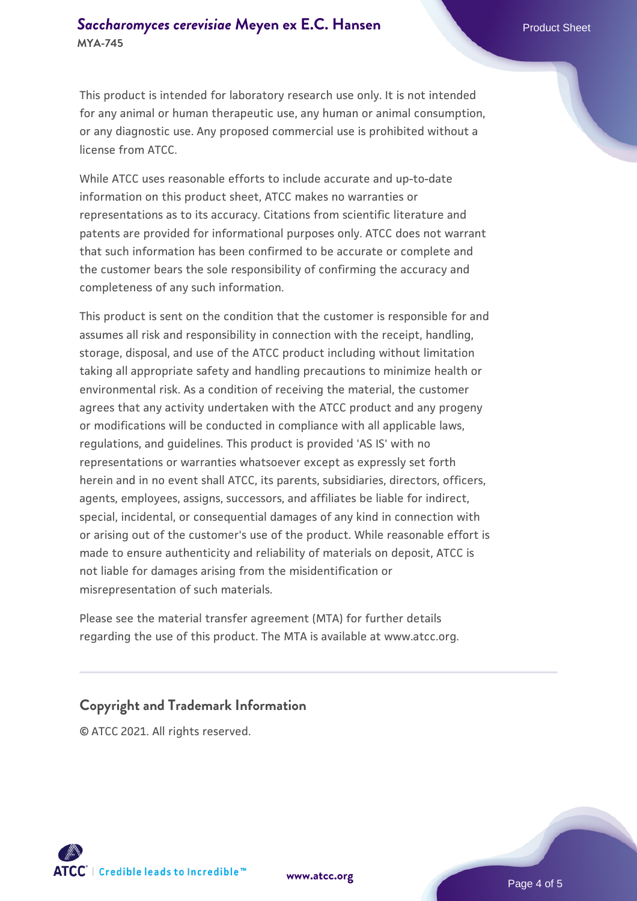This product is intended for laboratory research use only. It is not intended for any animal or human therapeutic use, any human or animal consumption, or any diagnostic use. Any proposed commercial use is prohibited without a license from ATCC.

While ATCC uses reasonable efforts to include accurate and up-to-date information on this product sheet, ATCC makes no warranties or representations as to its accuracy. Citations from scientific literature and patents are provided for informational purposes only. ATCC does not warrant that such information has been confirmed to be accurate or complete and the customer bears the sole responsibility of confirming the accuracy and completeness of any such information.

This product is sent on the condition that the customer is responsible for and assumes all risk and responsibility in connection with the receipt, handling, storage, disposal, and use of the ATCC product including without limitation taking all appropriate safety and handling precautions to minimize health or environmental risk. As a condition of receiving the material, the customer agrees that any activity undertaken with the ATCC product and any progeny or modifications will be conducted in compliance with all applicable laws, regulations, and guidelines. This product is provided 'AS IS' with no representations or warranties whatsoever except as expressly set forth herein and in no event shall ATCC, its parents, subsidiaries, directors, officers, agents, employees, assigns, successors, and affiliates be liable for indirect, special, incidental, or consequential damages of any kind in connection with or arising out of the customer's use of the product. While reasonable effort is made to ensure authenticity and reliability of materials on deposit, ATCC is not liable for damages arising from the misidentification or misrepresentation of such materials.

Please see the material transfer agreement (MTA) for further details regarding the use of this product. The MTA is available at www.atcc.org.

## Copyright and Trademark Information

© ATCC 2021. All rights reserved.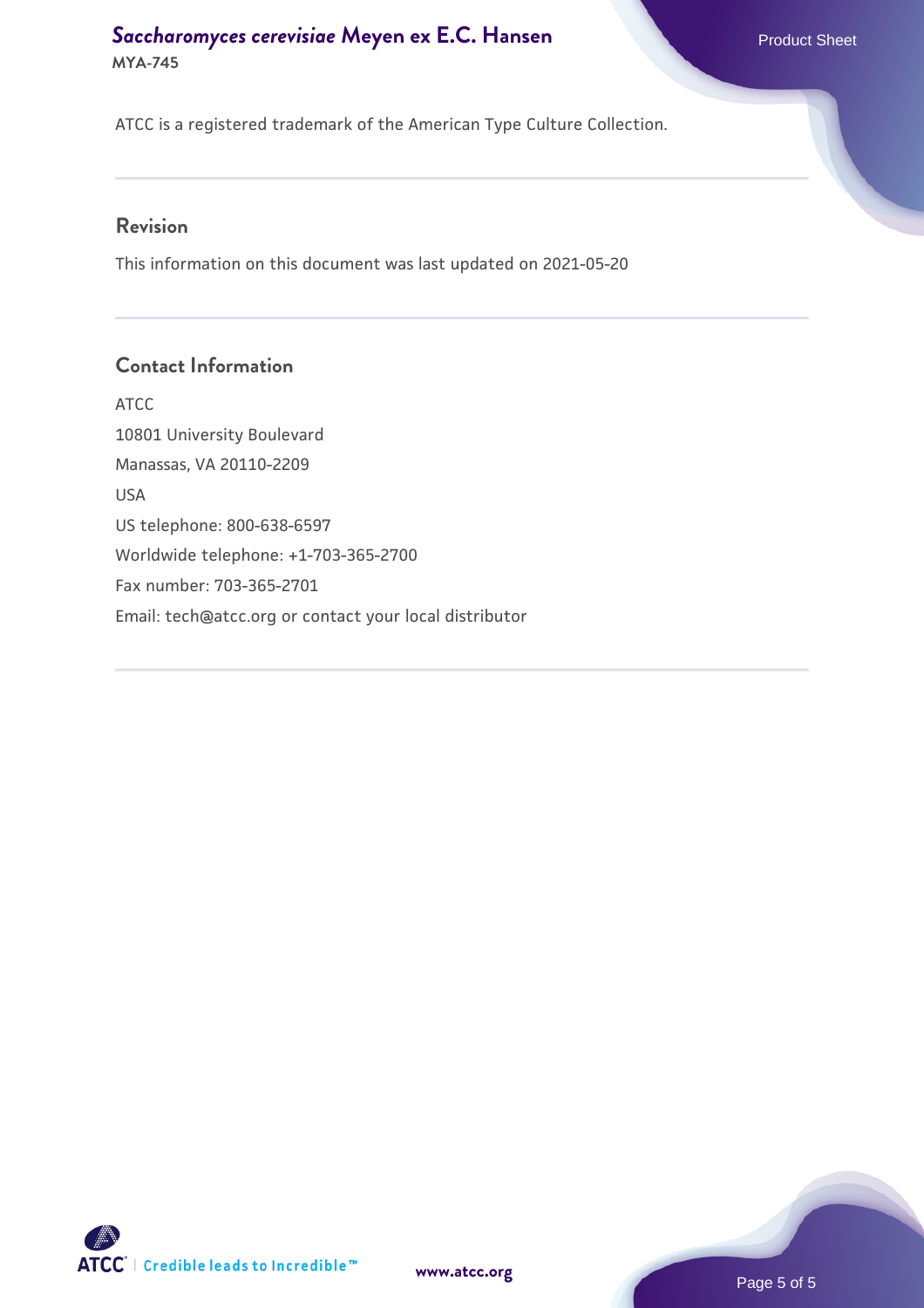ATCC is a registered trademark of the American Type Culture Collection.

## Revision

This information on this document was last updated on 2021-05-20

## Contact Information

ATCC
10801 University Boulevard
Manassas, VA 20110-2209
USA
US telephone: 800-638-6597
Worldwide telephone: +1-703-365-2700
Fax number: 703-365-2701
Email: tech@atcc.org or contact your local distributor